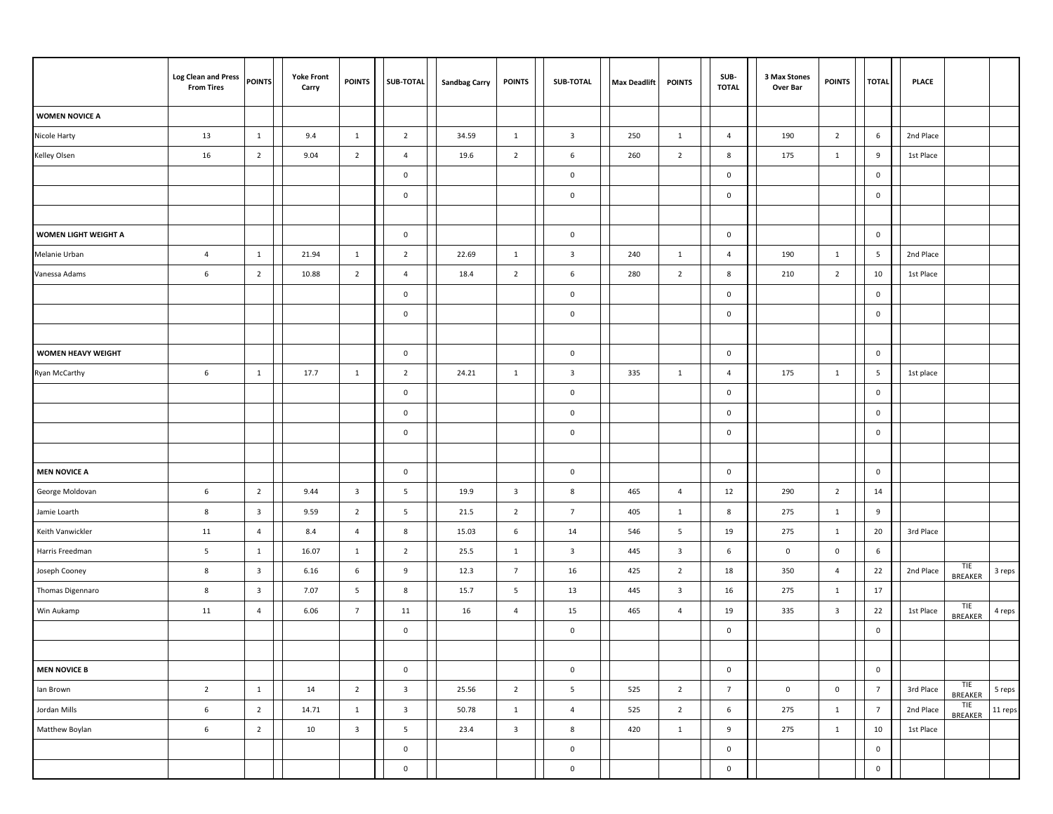| | Log Clean and Press From Tires | POINTS | Yoke Front Carry | POINTS | SUB-TOTAL | Sandbag Carry | POINTS | SUB-TOTAL | Max Deadlift | POINTS | SUB-TOTAL | 3 Max Stones Over Bar | POINTS | TOTAL | PLACE | | |
|---|---|---|---|---|---|---|---|---|---|---|---|---|---|---|---|---|---|
| **WOMEN NOVICE A** | | | | | | | | | | | | | | | | | |
| Nicole Harty | 13 | 1 | 9.4 | 1 | 2 | 34.59 | 1 | 3 | 250 | 1 | 4 | 190 | 2 | 6 | 2nd Place | | |
| Kelley Olsen | 16 | 2 | 9.04 | 2 | 4 | 19.6 | 2 | 6 | 260 | 2 | 8 | 175 | 1 | 9 | 1st Place | | |
| | | | | | 0 | | | 0 | | | 0 | | | 0 | | | |
| | | | | | 0 | | | 0 | | | 0 | | | 0 | | | |
| | | | | | | | | | | | | | | | | | |
| **WOMEN LIGHT WEIGHT A** | | | | | 0 | | | 0 | | | 0 | | | 0 | | | |
| Melanie Urban | 4 | 1 | 21.94 | 1 | 2 | 22.69 | 1 | 3 | 240 | 1 | 4 | 190 | 1 | 5 | 2nd Place | | |
| Vanessa Adams | 6 | 2 | 10.88 | 2 | 4 | 18.4 | 2 | 6 | 280 | 2 | 8 | 210 | 2 | 10 | 1st Place | | |
| | | | | | 0 | | | 0 | | | 0 | | | 0 | | | |
| | | | | | 0 | | | 0 | | | 0 | | | 0 | | | |
| | | | | | | | | | | | | | | | | | |
| **WOMEN HEAVY WEIGHT** | | | | | 0 | | | 0 | | | 0 | | | 0 | | | |
| Ryan McCarthy | 6 | 1 | 17.7 | 1 | 2 | 24.21 | 1 | 3 | 335 | 1 | 4 | 175 | 1 | 5 | 1st place | | |
| | | | | | 0 | | | 0 | | | 0 | | | 0 | | | |
| | | | | | 0 | | | 0 | | | 0 | | | 0 | | | |
| | | | | | 0 | | | 0 | | | 0 | | | 0 | | | |
| | | | | | | | | | | | | | | | | | |
| **MEN NOVICE A** | | | | | 0 | | | 0 | | | 0 | | | 0 | | | |
| George Moldovan | 6 | 2 | 9.44 | 3 | 5 | 19.9 | 3 | 8 | 465 | 4 | 12 | 290 | 2 | 14 | | | |
| Jamie Loarth | 8 | 3 | 9.59 | 2 | 5 | 21.5 | 2 | 7 | 405 | 1 | 8 | 275 | 1 | 9 | | | |
| Keith Vanwickler | 11 | 4 | 8.4 | 4 | 8 | 15.03 | 6 | 14 | 546 | 5 | 19 | 275 | 1 | 20 | 3rd Place | | |
| Harris Freedman | 5 | 1 | 16.07 | 1 | 2 | 25.5 | 1 | 3 | 445 | 3 | 6 | 0 | 0 | 6 | | | |
| Joseph Cooney | 8 | 3 | 6.16 | 6 | 9 | 12.3 | 7 | 16 | 425 | 2 | 18 | 350 | 4 | 22 | 2nd Place | TIE BREAKER | 3 reps |
| Thomas Digennaro | 8 | 3 | 7.07 | 5 | 8 | 15.7 | 5 | 13 | 445 | 3 | 16 | 275 | 1 | 17 | | | |
| Win Aukamp | 11 | 4 | 6.06 | 7 | 11 | 16 | 4 | 15 | 465 | 4 | 19 | 335 | 3 | 22 | 1st Place | TIE BREAKER | 4 reps |
| | | | | | 0 | | | 0 | | | 0 | | | 0 | | | |
| | | | | | | | | | | | | | | | | | |
| **MEN NOVICE B** | | | | | 0 | | | 0 | | | 0 | | | 0 | | | |
| Ian Brown | 2 | 1 | 14 | 2 | 3 | 25.56 | 2 | 5 | 525 | 2 | 7 | 0 | 0 | 7 | 3rd Place | TIE BREAKER | 5 reps |
| Jordan Mills | 6 | 2 | 14.71 | 1 | 3 | 50.78 | 1 | 4 | 525 | 2 | 6 | 275 | 1 | 7 | 2nd Place | TIE BREAKER | 11 reps |
| Matthew Boylan | 6 | 2 | 10 | 3 | 5 | 23.4 | 3 | 8 | 420 | 1 | 9 | 275 | 1 | 10 | 1st Place | | |
| | | | | | 0 | | | 0 | | | 0 | | | 0 | | | |
| | | | | | 0 | | | 0 | | | 0 | | | 0 | | | |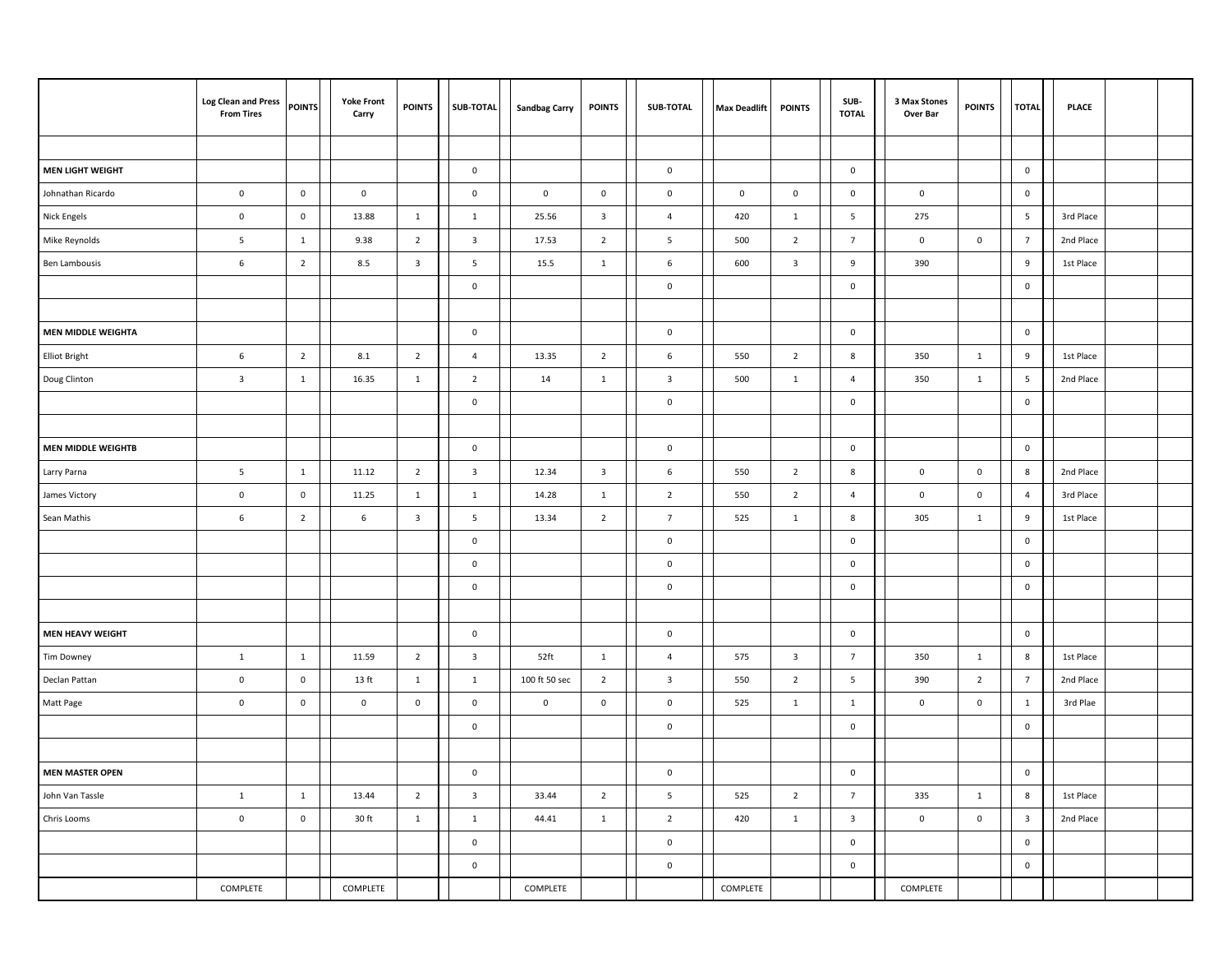| | Log Clean and Press From Tires | POINTS | Yoke Front Carry | POINTS | SUB-TOTAL | Sandbag Carry | POINTS | SUB-TOTAL | Max Deadlift | POINTS | SUB-TOTAL | 3 Max Stones Over Bar | POINTS | TOTAL | PLACE |
|---|---|---|---|---|---|---|---|---|---|---|---|---|---|---|---|
| | | | | | | | | | | | | | | | |
| **MEN LIGHT WEIGHT** | | | | | 0 | | | 0 | | | 0 | | | 0 | |
| Johnathan Ricardo | 0 | 0 | 0 | | 0 | 0 | 0 | 0 | 0 | 0 | 0 | 0 | | 0 | |
| Nick Engels | 0 | 0 | 13.88 | 1 | 1 | 25.56 | 3 | 4 | 420 | 1 | 5 | 275 | | 5 | 3rd Place |
| Mike Reynolds | 5 | 1 | 9.38 | 2 | 3 | 17.53 | 2 | 5 | 500 | 2 | 7 | 0 | 0 | 7 | 2nd Place |
| Ben Lambousis | 6 | 2 | 8.5 | 3 | 5 | 15.5 | 1 | 6 | 600 | 3 | 9 | 390 | | 9 | 1st Place |
| | | | | | 0 | | | 0 | | | 0 | | | 0 | |
| | | | | | | | | | | | | | | | |
| **MEN MIDDLE WEIGHTA** | | | | | 0 | | | 0 | | | 0 | | | 0 | |
| Elliot Bright | 6 | 2 | 8.1 | 2 | 4 | 13.35 | 2 | 6 | 550 | 2 | 8 | 350 | 1 | 9 | 1st Place |
| Doug Clinton | 3 | 1 | 16.35 | 1 | 2 | 14 | 1 | 3 | 500 | 1 | 4 | 350 | 1 | 5 | 2nd Place |
| | | | | | 0 | | | 0 | | | 0 | | | 0 | |
| | | | | | | | | | | | | | | | |
| **MEN MIDDLE WEIGHTB** | | | | | 0 | | | 0 | | | 0 | | | 0 | |
| Larry Parna | 5 | 1 | 11.12 | 2 | 3 | 12.34 | 3 | 6 | 550 | 2 | 8 | 0 | 0 | 8 | 2nd Place |
| James Victory | 0 | 0 | 11.25 | 1 | 1 | 14.28 | 1 | 2 | 550 | 2 | 4 | 0 | 0 | 4 | 3rd Place |
| Sean Mathis | 6 | 2 | 6 | 3 | 5 | 13.34 | 2 | 7 | 525 | 1 | 8 | 305 | 1 | 9 | 1st Place |
| | | | | | 0 | | | 0 | | | 0 | | | 0 | |
| | | | | | 0 | | | 0 | | | 0 | | | 0 | |
| | | | | | 0 | | | 0 | | | 0 | | | 0 | |
| | | | | | | | | | | | | | | | |
| **MEN HEAVY WEIGHT** | | | | | 0 | | | 0 | | | 0 | | | 0 | |
| Tim Downey | 1 | 1 | 11.59 | 2 | 3 | 52ft | 1 | 4 | 575 | 3 | 7 | 350 | 1 | 8 | 1st Place |
| Declan Pattan | 0 | 0 | 13 ft | 1 | 1 | 100 ft 50 sec | 2 | 3 | 550 | 2 | 5 | 390 | 2 | 7 | 2nd Place |
| Matt Page | 0 | 0 | 0 | 0 | 0 | 0 | 0 | 0 | 525 | 1 | 1 | 0 | 0 | 1 | 3rd Plae |
| | | | | | 0 | | | 0 | | | 0 | | | 0 | |
| | | | | | | | | | | | | | | | |
| **MEN MASTER OPEN** | | | | | 0 | | | 0 | | | 0 | | | 0 | |
| John Van Tassle | 1 | 1 | 13.44 | 2 | 3 | 33.44 | 2 | 5 | 525 | 2 | 7 | 335 | 1 | 8 | 1st Place |
| Chris Looms | 0 | 0 | 30 ft | 1 | 1 | 44.41 | 1 | 2 | 420 | 1 | 3 | 0 | 0 | 3 | 2nd Place |
| | | | | | 0 | | | 0 | | | 0 | | | 0 | |
| | | | | | 0 | | | 0 | | | 0 | | | 0 | |
| | COMPLETE | | COMPLETE | | | COMPLETE | | | COMPLETE | | | COMPLETE | | | |